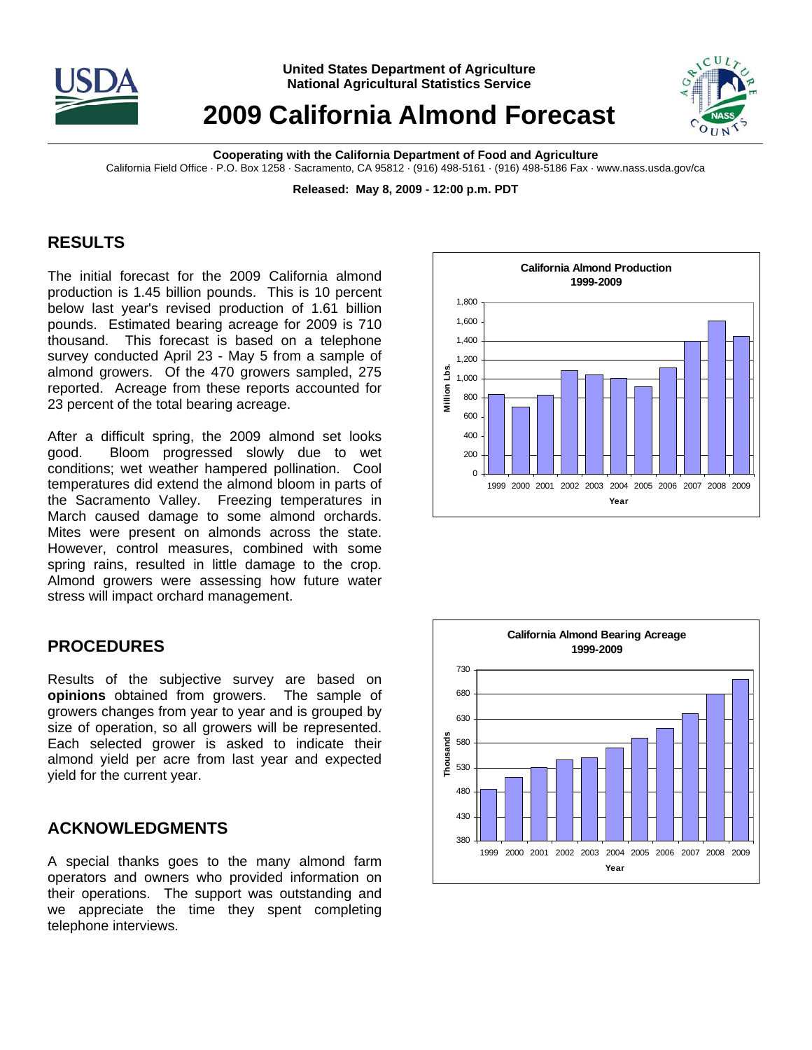United States Department of Agriculture
National Agricultural Statistics Service

# 2009 California Almond Forecast

**Cooperating with the California Department of Food and Agriculture**
California Field Office · P.O. Box 1258 · Sacramento, CA 95812 · (916) 498-5161 · (916) 498-5186 Fax · www.nass.usda.gov/ca

**Released: May 8, 2009 - 12:00 p.m. PDT**

## RESULTS

The initial forecast for the 2009 California almond production is 1.45 billion pounds. This is 10 percent below last year's revised production of 1.61 billion pounds. Estimated bearing acreage for 2009 is 710 thousand. This forecast is based on a telephone survey conducted April 23 - May 5 from a sample of almond growers. Of the 470 growers sampled, 275 reported. Acreage from these reports accounted for 23 percent of the total bearing acreage.

After a difficult spring, the 2009 almond set looks good. Bloom progressed slowly due to wet conditions; wet weather hampered pollination. Cool temperatures did extend the almond bloom in parts of the Sacramento Valley. Freezing temperatures in March caused damage to some almond orchards. Mites were present on almonds across the state. However, control measures, combined with some spring rains, resulted in little damage to the crop. Almond growers were assessing how future water stress will impact orchard management.

## PROCEDURES

Results of the subjective survey are based on **opinions** obtained from growers. The sample of growers changes from year to year and is grouped by size of operation, so all growers will be represented. Each selected grower is asked to indicate their almond yield per acre from last year and expected yield for the current year.

## ACKNOWLEDGMENTS

A special thanks goes to the many almond farm operators and owners who provided information on their operations. The support was outstanding and we appreciate the time they spent completing telephone interviews.

**California Almond Production 1999-2009**

**California Almond Bearing Acreage 1999-2009**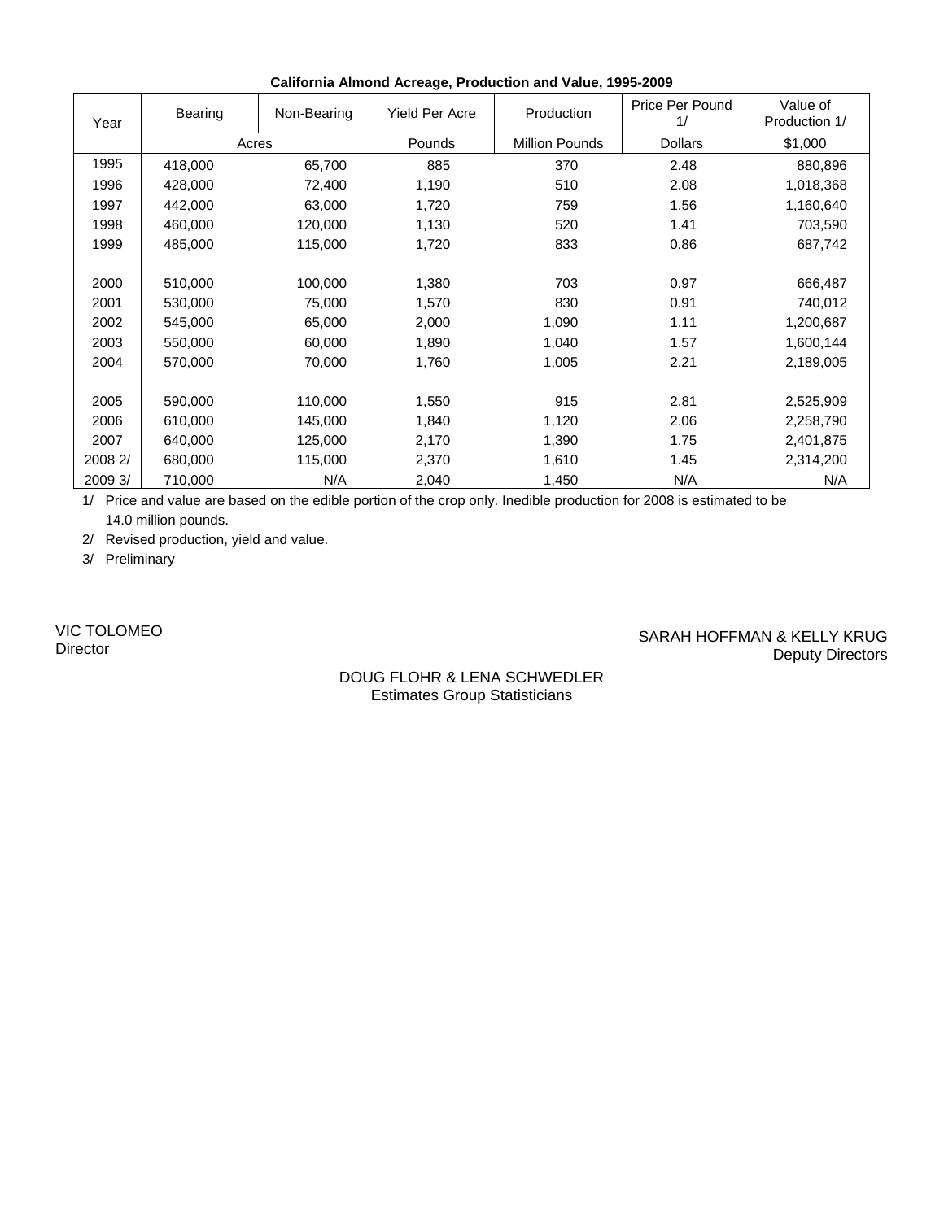**California Almond Acreage, Production and Value, 1995-2009**

| Year | Bearing | Non-Bearing | Yield Per Acre | Production | Price Per Pound 1/ | Value of Production 1/ |
|---|---|---|---|---|---|---|
| | Acres | | Pounds | Million Pounds | Dollars | $1,000 |
| 1995 | 418,000 | 65,700 | 885 | 370 | 2.48 | 880,896 |
| 1996 | 428,000 | 72,400 | 1,190 | 510 | 2.08 | 1,018,368 |
| 1997 | 442,000 | 63,000 | 1,720 | 759 | 1.56 | 1,160,640 |
| 1998 | 460,000 | 120,000 | 1,130 | 520 | 1.41 | 703,590 |
| 1999 | 485,000 | 115,000 | 1,720 | 833 | 0.86 | 687,742 |
| 2000 | 510,000 | 100,000 | 1,380 | 703 | 0.97 | 666,487 |
| 2001 | 530,000 | 75,000 | 1,570 | 830 | 0.91 | 740,012 |
| 2002 | 545,000 | 65,000 | 2,000 | 1,090 | 1.11 | 1,200,687 |
| 2003 | 550,000 | 60,000 | 1,890 | 1,040 | 1.57 | 1,600,144 |
| 2004 | 570,000 | 70,000 | 1,760 | 1,005 | 2.21 | 2,189,005 |
| 2005 | 590,000 | 110,000 | 1,550 | 915 | 2.81 | 2,525,909 |
| 2006 | 610,000 | 145,000 | 1,840 | 1,120 | 2.06 | 2,258,790 |
| 2007 | 640,000 | 125,000 | 2,170 | 1,390 | 1.75 | 2,401,875 |
| 2008 2/ | 680,000 | 115,000 | 2,370 | 1,610 | 1.45 | 2,314,200 |
| 2009 3/ | 710,000 | N/A | 2,040 | 1,450 | N/A | N/A |

1/ Price and value are based on the edible portion of the crop only. Inedible production for 2008 is estimated to be 14.0 million pounds.

2/ Revised production, yield and value.

3/ Preliminary

VIC TOLOMEO
Director

SARAH HOFFMAN & KELLY KRUG
Deputy Directors

DOUG FLOHR & LENA SCHWEDLER
Estimates Group Statisticians